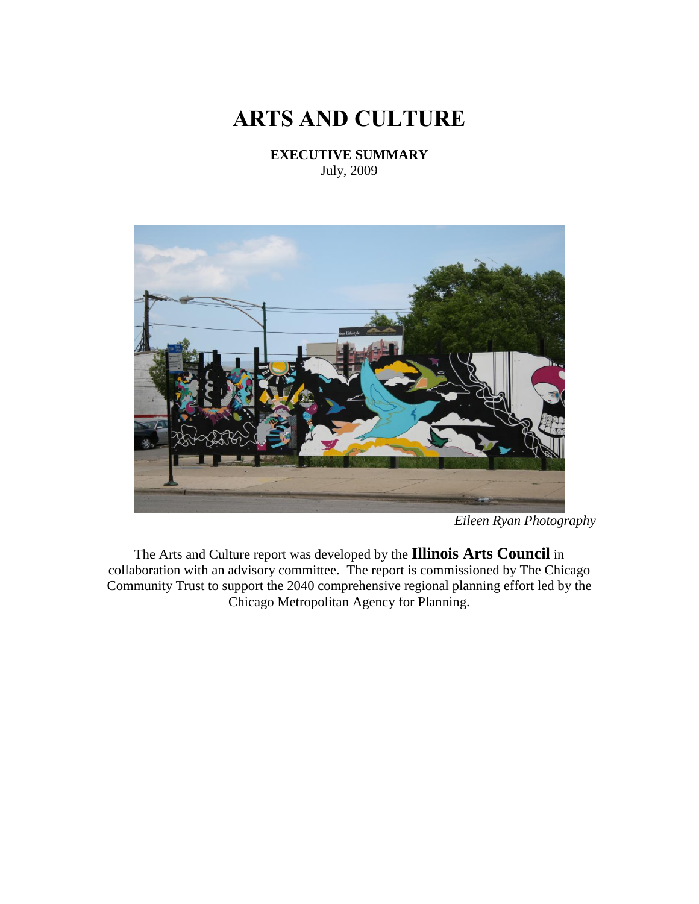# ARTS AND CULTURE

**EXECUTIVE SUMMARY**
July, 2009

*Eileen Ryan Photography*

The Arts and Culture report was developed by the **Illinois Arts Council** in collaboration with an advisory committee. The report is commissioned by The Chicago Community Trust to support the 2040 comprehensive regional planning effort led by the Chicago Metropolitan Agency for Planning.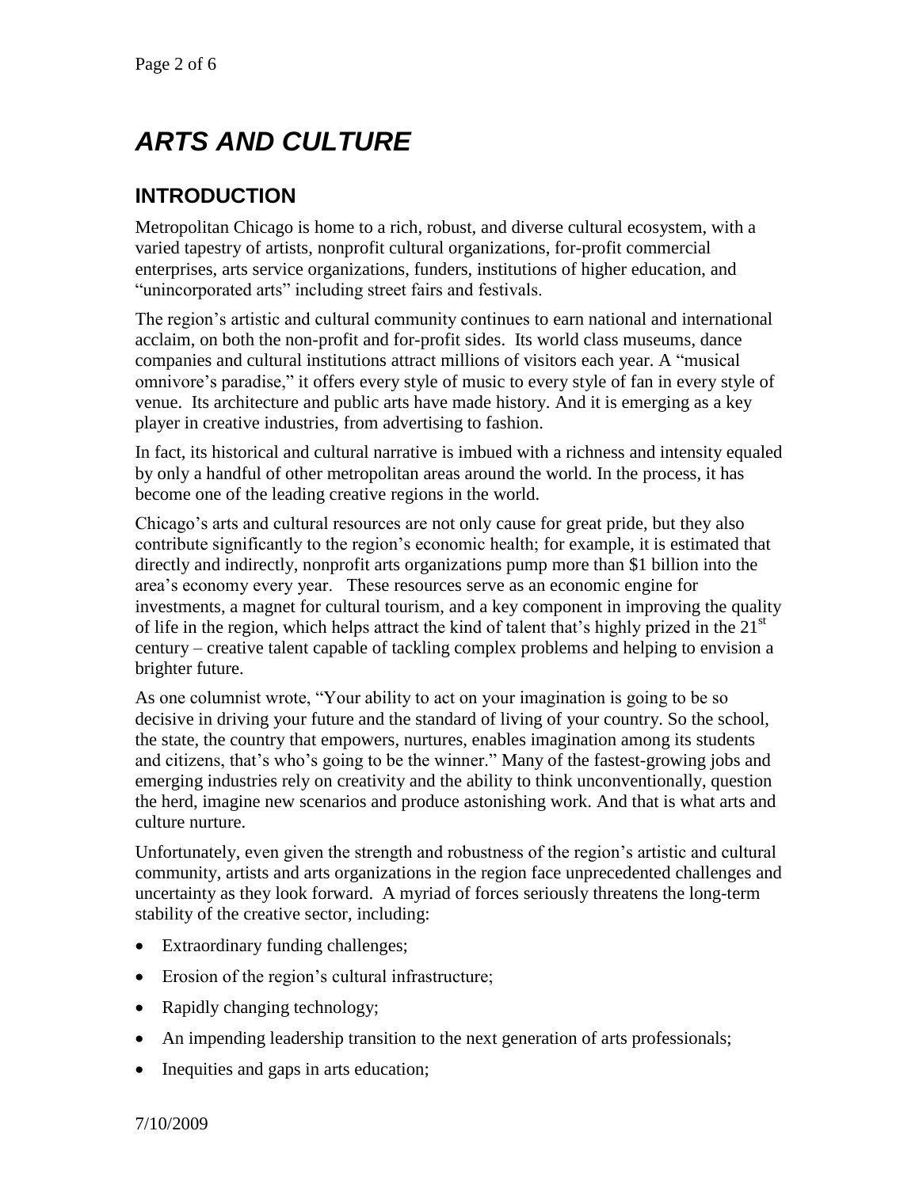# *ARTS AND CULTURE*

## INTRODUCTION

Metropolitan Chicago is home to a rich, robust, and diverse cultural ecosystem, with a varied tapestry of artists, nonprofit cultural organizations, for-profit commercial enterprises, arts service organizations, funders, institutions of higher education, and "unincorporated arts" including street fairs and festivals.

The region's artistic and cultural community continues to earn national and international acclaim, on both the non-profit and for-profit sides. Its world class museums, dance companies and cultural institutions attract millions of visitors each year. A "musical omnivore's paradise," it offers every style of music to every style of fan in every style of venue. Its architecture and public arts have made history. And it is emerging as a key player in creative industries, from advertising to fashion.

In fact, its historical and cultural narrative is imbued with a richness and intensity equaled by only a handful of other metropolitan areas around the world. In the process, it has become one of the leading creative regions in the world.

Chicago's arts and cultural resources are not only cause for great pride, but they also contribute significantly to the region's economic health; for example, it is estimated that directly and indirectly, nonprofit arts organizations pump more than $1 billion into the area's economy every year. These resources serve as an economic engine for investments, a magnet for cultural tourism, and a key component in improving the quality of life in the region, which helps attract the kind of talent that's highly prized in the 21st century – creative talent capable of tackling complex problems and helping to envision a brighter future.

As one columnist wrote, "Your ability to act on your imagination is going to be so decisive in driving your future and the standard of living of your country. So the school, the state, the country that empowers, nurtures, enables imagination among its students and citizens, that's who's going to be the winner." Many of the fastest-growing jobs and emerging industries rely on creativity and the ability to think unconventionally, question the herd, imagine new scenarios and produce astonishing work. And that is what arts and culture nurture.

Unfortunately, even given the strength and robustness of the region's artistic and cultural community, artists and arts organizations in the region face unprecedented challenges and uncertainty as they look forward. A myriad of forces seriously threatens the long-term stability of the creative sector, including:

- Extraordinary funding challenges;
- Erosion of the region's cultural infrastructure;
- Rapidly changing technology;
- An impending leadership transition to the next generation of arts professionals;
- Inequities and gaps in arts education;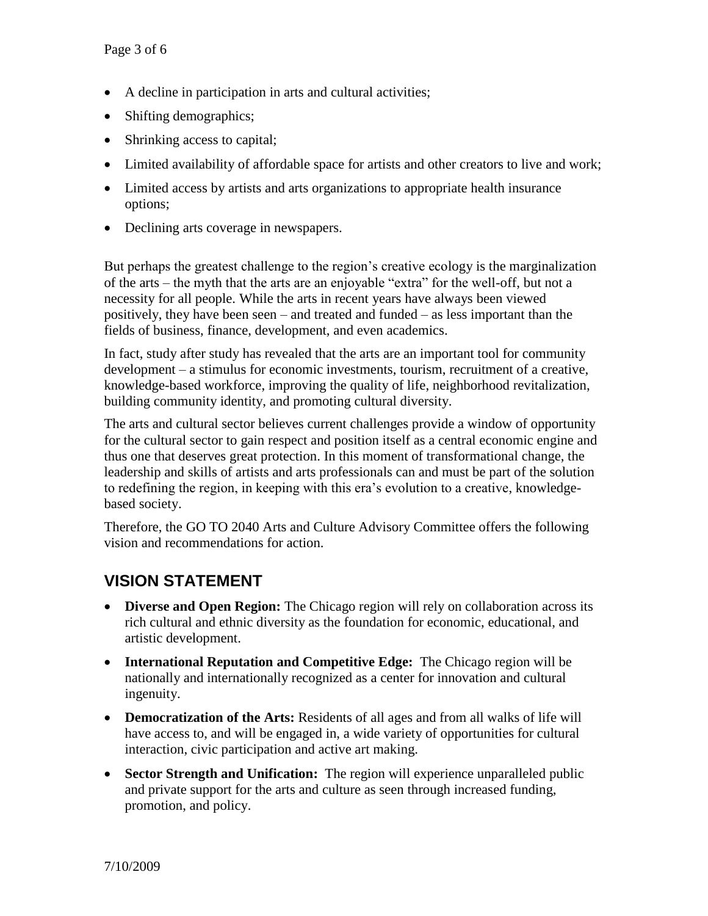- A decline in participation in arts and cultural activities;
- Shifting demographics;
- Shrinking access to capital;
- Limited availability of affordable space for artists and other creators to live and work;
- Limited access by artists and arts organizations to appropriate health insurance options;
- Declining arts coverage in newspapers.

But perhaps the greatest challenge to the region's creative ecology is the marginalization of the arts – the myth that the arts are an enjoyable "extra" for the well-off, but not a necessity for all people. While the arts in recent years have always been viewed positively, they have been seen – and treated and funded – as less important than the fields of business, finance, development, and even academics.

In fact, study after study has revealed that the arts are an important tool for community development – a stimulus for economic investments, tourism, recruitment of a creative, knowledge-based workforce, improving the quality of life, neighborhood revitalization, building community identity, and promoting cultural diversity.

The arts and cultural sector believes current challenges provide a window of opportunity for the cultural sector to gain respect and position itself as a central economic engine and thus one that deserves great protection. In this moment of transformational change, the leadership and skills of artists and arts professionals can and must be part of the solution to redefining the region, in keeping with this era's evolution to a creative, knowledge-based society.

Therefore, the GO TO 2040 Arts and Culture Advisory Committee offers the following vision and recommendations for action.

## VISION STATEMENT

- **Diverse and Open Region:** The Chicago region will rely on collaboration across its rich cultural and ethnic diversity as the foundation for economic, educational, and artistic development.
- **International Reputation and Competitive Edge:** The Chicago region will be nationally and internationally recognized as a center for innovation and cultural ingenuity.
- **Democratization of the Arts:** Residents of all ages and from all walks of life will have access to, and will be engaged in, a wide variety of opportunities for cultural interaction, civic participation and active art making.
- **Sector Strength and Unification:** The region will experience unparalleled public and private support for the arts and culture as seen through increased funding, promotion, and policy.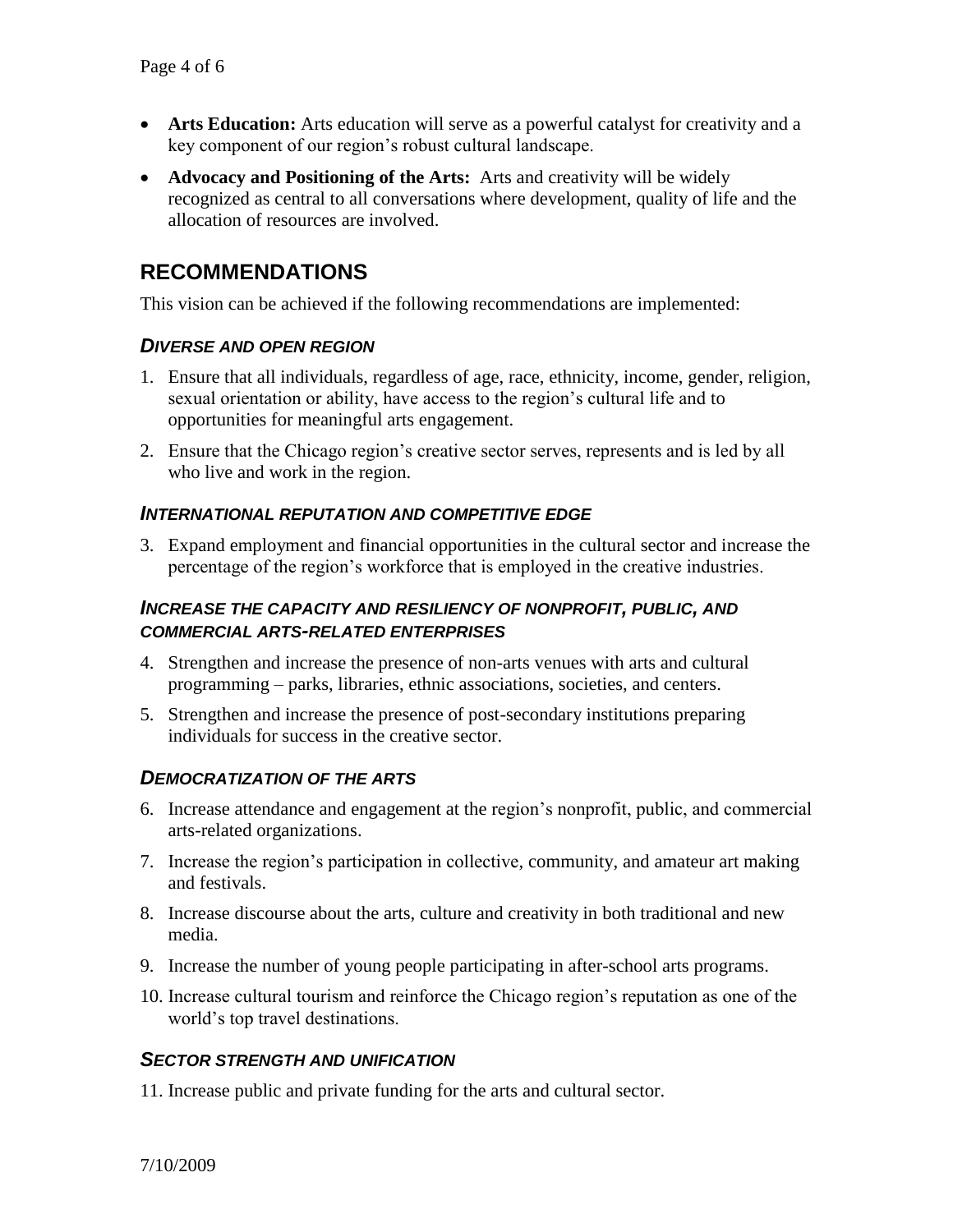- **Arts Education:** Arts education will serve as a powerful catalyst for creativity and a key component of our region's robust cultural landscape.
- **Advocacy and Positioning of the Arts:** Arts and creativity will be widely recognized as central to all conversations where development, quality of life and the allocation of resources are involved.

## RECOMMENDATIONS

This vision can be achieved if the following recommendations are implemented:

### *DIVERSE AND OPEN REGION*

1. Ensure that all individuals, regardless of age, race, ethnicity, income, gender, religion, sexual orientation or ability, have access to the region's cultural life and to opportunities for meaningful arts engagement.
2. Ensure that the Chicago region's creative sector serves, represents and is led by all who live and work in the region.

### *INTERNATIONAL REPUTATION AND COMPETITIVE EDGE*

3. Expand employment and financial opportunities in the cultural sector and increase the percentage of the region's workforce that is employed in the creative industries.

### *INCREASE THE CAPACITY AND RESILIENCY OF NONPROFIT, PUBLIC, AND COMMERCIAL ARTS-RELATED ENTERPRISES*

4. Strengthen and increase the presence of non-arts venues with arts and cultural programming – parks, libraries, ethnic associations, societies, and centers.
5. Strengthen and increase the presence of post-secondary institutions preparing individuals for success in the creative sector.

### *DEMOCRATIZATION OF THE ARTS*

6. Increase attendance and engagement at the region's nonprofit, public, and commercial arts-related organizations.
7. Increase the region's participation in collective, community, and amateur art making and festivals.
8. Increase discourse about the arts, culture and creativity in both traditional and new media.
9. Increase the number of young people participating in after-school arts programs.
10. Increase cultural tourism and reinforce the Chicago region's reputation as one of the world's top travel destinations.

### *SECTOR STRENGTH AND UNIFICATION*

11. Increase public and private funding for the arts and cultural sector.

7/10/2009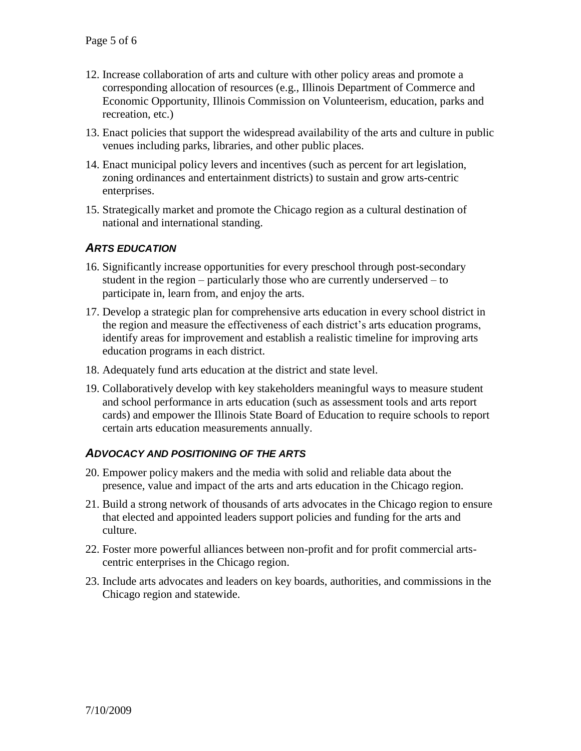12. Increase collaboration of arts and culture with other policy areas and promote a corresponding allocation of resources (e.g., Illinois Department of Commerce and Economic Opportunity, Illinois Commission on Volunteerism, education, parks and recreation, etc.)

13. Enact policies that support the widespread availability of the arts and culture in public venues including parks, libraries, and other public places.

14. Enact municipal policy levers and incentives (such as percent for art legislation, zoning ordinances and entertainment districts) to sustain and grow arts-centric enterprises.

15. Strategically market and promote the Chicago region as a cultural destination of national and international standing.

### *ARTS EDUCATION*

16. Significantly increase opportunities for every preschool through post-secondary student in the region – particularly those who are currently underserved – to participate in, learn from, and enjoy the arts.

17. Develop a strategic plan for comprehensive arts education in every school district in the region and measure the effectiveness of each district's arts education programs, identify areas for improvement and establish a realistic timeline for improving arts education programs in each district.

18. Adequately fund arts education at the district and state level.

19. Collaboratively develop with key stakeholders meaningful ways to measure student and school performance in arts education (such as assessment tools and arts report cards) and empower the Illinois State Board of Education to require schools to report certain arts education measurements annually.

### *ADVOCACY AND POSITIONING OF THE ARTS*

20. Empower policy makers and the media with solid and reliable data about the presence, value and impact of the arts and arts education in the Chicago region.

21. Build a strong network of thousands of arts advocates in the Chicago region to ensure that elected and appointed leaders support policies and funding for the arts and culture.

22. Foster more powerful alliances between non-profit and for profit commercial arts-centric enterprises in the Chicago region.

23. Include arts advocates and leaders on key boards, authorities, and commissions in the Chicago region and statewide.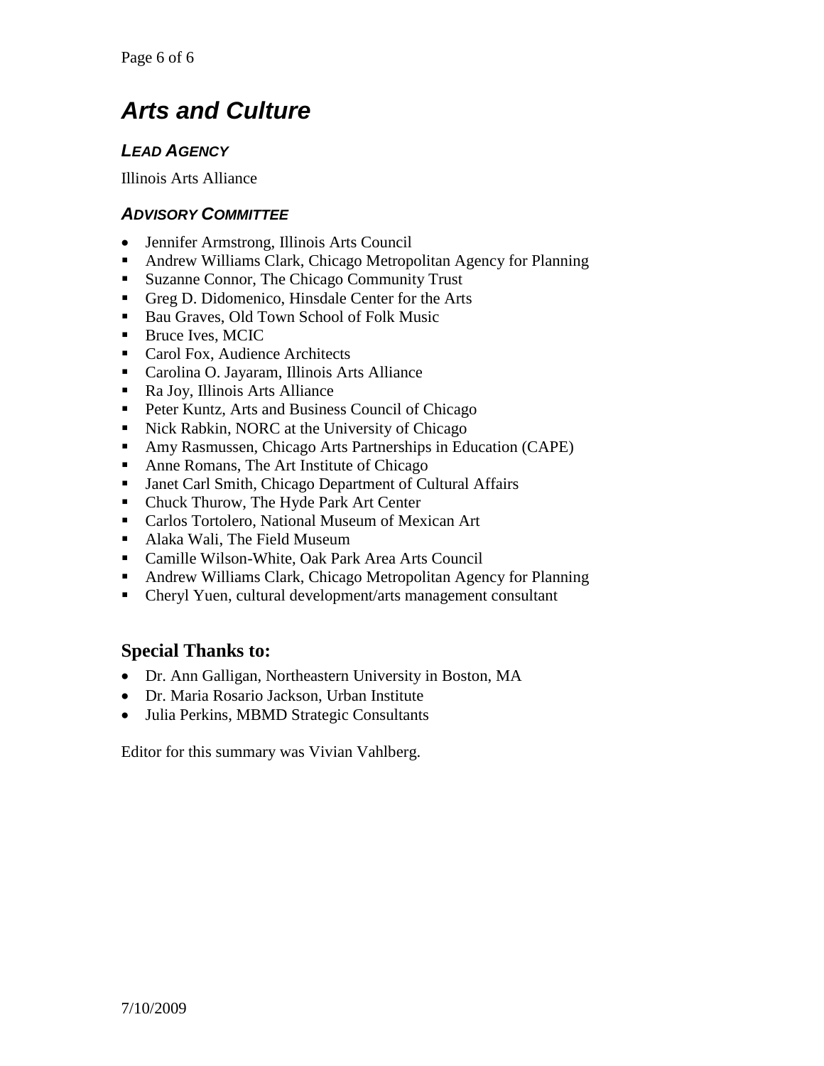# *Arts and Culture*

### *LEAD AGENCY*

Illinois Arts Alliance

### *ADVISORY COMMITTEE*

- Jennifer Armstrong, Illinois Arts Council
- Andrew Williams Clark, Chicago Metropolitan Agency for Planning
- Suzanne Connor, The Chicago Community Trust
- Greg D. Didomenico, Hinsdale Center for the Arts
- Bau Graves, Old Town School of Folk Music
- Bruce Ives, MCIC
- Carol Fox, Audience Architects
- Carolina O. Jayaram, Illinois Arts Alliance
- Ra Joy, Illinois Arts Alliance
- Peter Kuntz, Arts and Business Council of Chicago
- Nick Rabkin, NORC at the University of Chicago
- Amy Rasmussen, Chicago Arts Partnerships in Education (CAPE)
- Anne Romans, The Art Institute of Chicago
- Janet Carl Smith, Chicago Department of Cultural Affairs
- Chuck Thurow, The Hyde Park Art Center
- Carlos Tortolero, National Museum of Mexican Art
- Alaka Wali, The Field Museum
- Camille Wilson-White, Oak Park Area Arts Council
- Andrew Williams Clark, Chicago Metropolitan Agency for Planning
- Cheryl Yuen, cultural development/arts management consultant

## **Special Thanks to:**

- Dr. Ann Galligan, Northeastern University in Boston, MA
- Dr. Maria Rosario Jackson, Urban Institute
- Julia Perkins, MBMD Strategic Consultants

Editor for this summary was Vivian Vahlberg.

7/10/2009